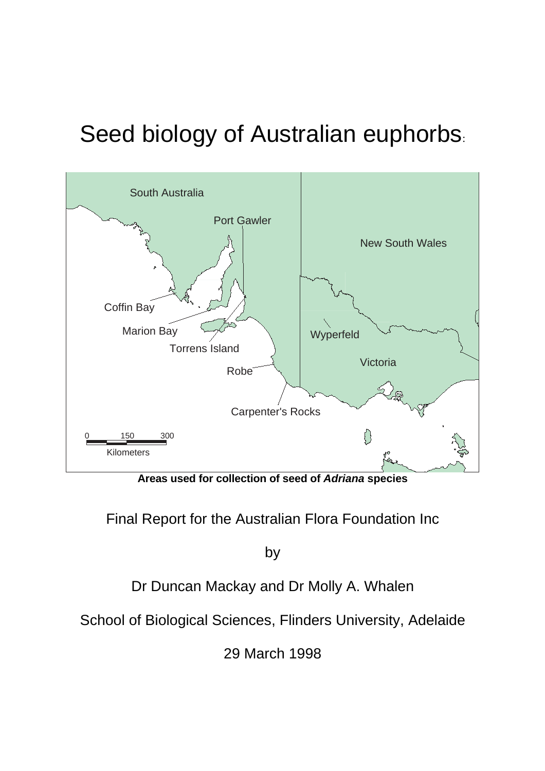# Seed biology of Australian euphorbs

**Areas used for collection of seed of *Adriana* species**

Final Report for the Australian Flora Foundation Inc

by

Dr Duncan Mackay and Dr Molly A. Whalen

School of Biological Sciences, Flinders University, Adelaide

29 March 1998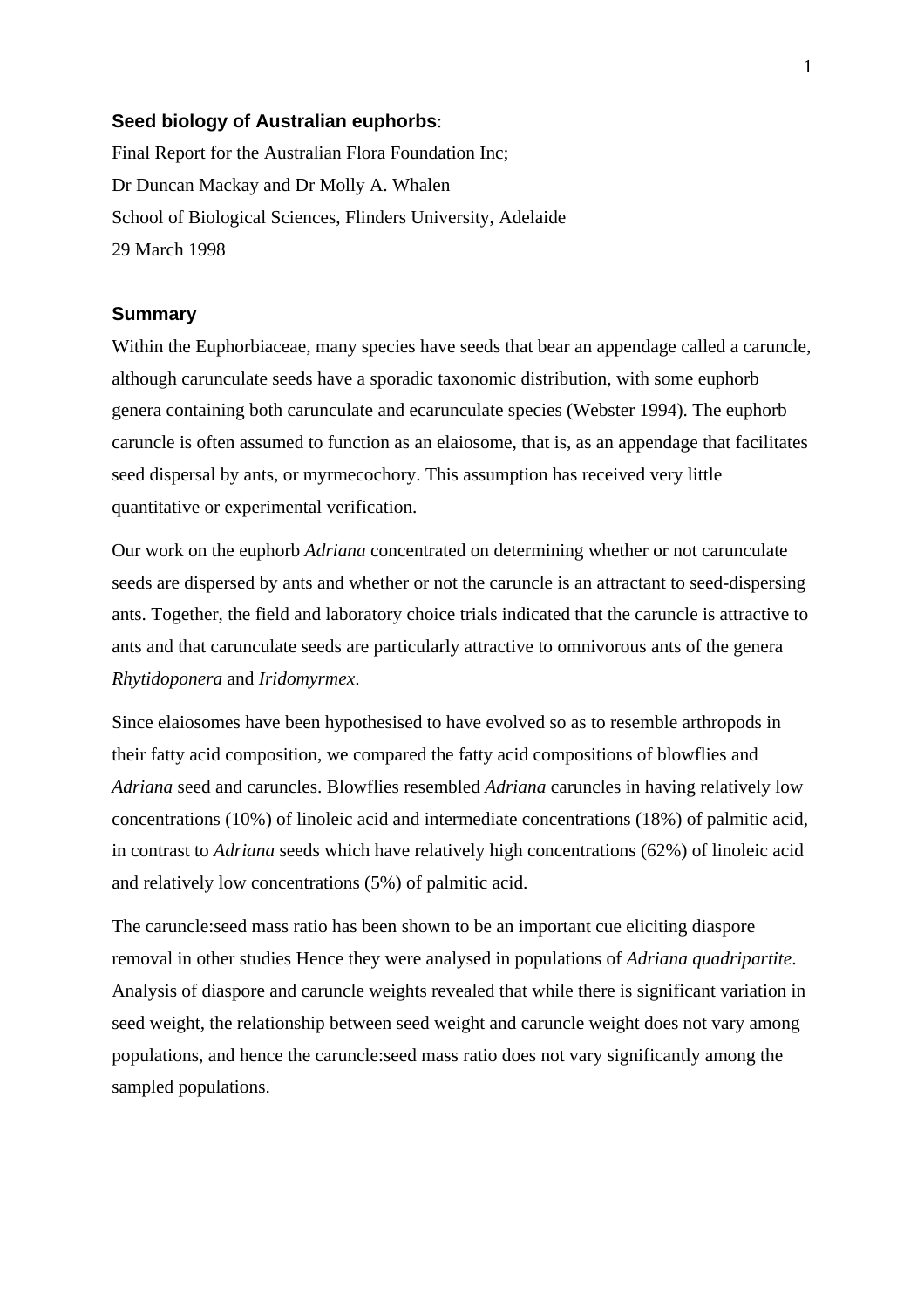**Seed biology of Australian euphorbs**:

Final Report for the Australian Flora Foundation Inc;

Dr Duncan Mackay and Dr Molly A. Whalen

School of Biological Sciences, Flinders University, Adelaide

29 March 1998

## Summary

Within the Euphorbiaceae, many species have seeds that bear an appendage called a caruncle, although carunculate seeds have a sporadic taxonomic distribution, with some euphorb genera containing both carunculate and ecarunculate species (Webster 1994). The euphorb caruncle is often assumed to function as an elaiosome, that is, as an appendage that facilitates seed dispersal by ants, or myrmecochory. This assumption has received very little quantitative or experimental verification.

Our work on the euphorb *Adriana* concentrated on determining whether or not carunculate seeds are dispersed by ants and whether or not the caruncle is an attractant to seed-dispersing ants. Together, the field and laboratory choice trials indicated that the caruncle is attractive to ants and that carunculate seeds are particularly attractive to omnivorous ants of the genera *Rhytidoponera* and *Iridomyrmex*.

Since elaiosomes have been hypothesised to have evolved so as to resemble arthropods in their fatty acid composition, we compared the fatty acid compositions of blowflies and *Adriana* seed and caruncles. Blowflies resembled *Adriana* caruncles in having relatively low concentrations (10%) of linoleic acid and intermediate concentrations (18%) of palmitic acid, in contrast to *Adriana* seeds which have relatively high concentrations (62%) of linoleic acid and relatively low concentrations (5%) of palmitic acid.

The caruncle:seed mass ratio has been shown to be an important cue eliciting diaspore removal in other studies Hence they were analysed in populations of *Adriana quadripartite*. Analysis of diaspore and caruncle weights revealed that while there is significant variation in seed weight, the relationship between seed weight and caruncle weight does not vary among populations, and hence the caruncle:seed mass ratio does not vary significantly among the sampled populations.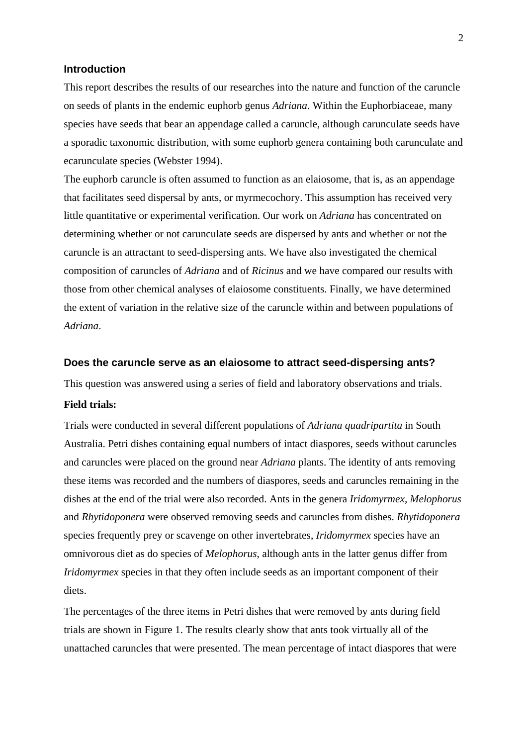## Introduction

This report describes the results of our researches into the nature and function of the caruncle on seeds of plants in the endemic euphorb genus *Adriana*. Within the Euphorbiaceae, many species have seeds that bear an appendage called a caruncle, although carunculate seeds have a sporadic taxonomic distribution, with some euphorb genera containing both carunculate and ecarunculate species (Webster 1994).

The euphorb caruncle is often assumed to function as an elaiosome, that is, as an appendage that facilitates seed dispersal by ants, or myrmecochory. This assumption has received very little quantitative or experimental verification. Our work on *Adriana* has concentrated on determining whether or not carunculate seeds are dispersed by ants and whether or not the caruncle is an attractant to seed-dispersing ants. We have also investigated the chemical composition of caruncles of *Adriana* and of *Ricinus* and we have compared our results with those from other chemical analyses of elaiosome constituents. Finally, we have determined the extent of variation in the relative size of the caruncle within and between populations of *Adriana*.

## Does the caruncle serve as an elaiosome to attract seed-dispersing ants?

This question was answered using a series of field and laboratory observations and trials.

**Field trials:**

Trials were conducted in several different populations of *Adriana quadripartita* in South Australia. Petri dishes containing equal numbers of intact diaspores, seeds without caruncles and caruncles were placed on the ground near *Adriana* plants. The identity of ants removing these items was recorded and the numbers of diaspores, seeds and caruncles remaining in the dishes at the end of the trial were also recorded. Ants in the genera *Iridomyrmex, Melophorus* and *Rhytidoponera* were observed removing seeds and caruncles from dishes. *Rhytidoponera* species frequently prey or scavenge on other invertebrates, *Iridomyrmex* species have an omnivorous diet as do species of *Melophorus*, although ants in the latter genus differ from *Iridomyrmex* species in that they often include seeds as an important component of their diets.

The percentages of the three items in Petri dishes that were removed by ants during field trials are shown in Figure 1. The results clearly show that ants took virtually all of the unattached caruncles that were presented. The mean percentage of intact diaspores that were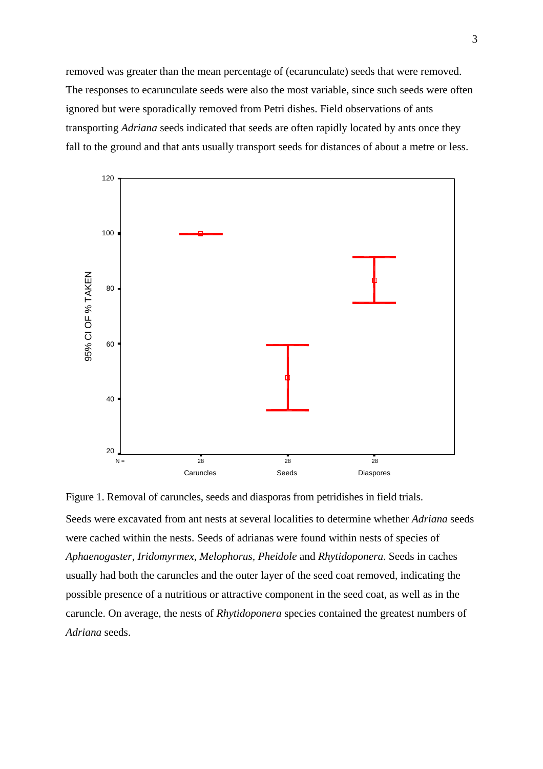removed was greater than the mean percentage of (ecarunculate) seeds that were removed. The responses to ecarunculate seeds were also the most variable, since such seeds were often ignored but were sporadically removed from Petri dishes. Field observations of ants transporting *Adriana* seeds indicated that seeds are often rapidly located by ants once they fall to the ground and that ants usually transport seeds for distances of about a metre or less.

Figure 1. Removal of caruncles, seeds and diasporas from petridishes in field trials.

Seeds were excavated from ant nests at several localities to determine whether *Adriana* seeds were cached within the nests. Seeds of adrianas were found within nests of species of *Aphaenogaster*, *Iridomyrmex*, *Melophorus*, *Pheidole* and *Rhytidoponera*. Seeds in caches usually had both the caruncles and the outer layer of the seed coat removed, indicating the possible presence of a nutritious or attractive component in the seed coat, as well as in the caruncle. On average, the nests of *Rhytidoponera* species contained the greatest numbers of *Adriana* seeds.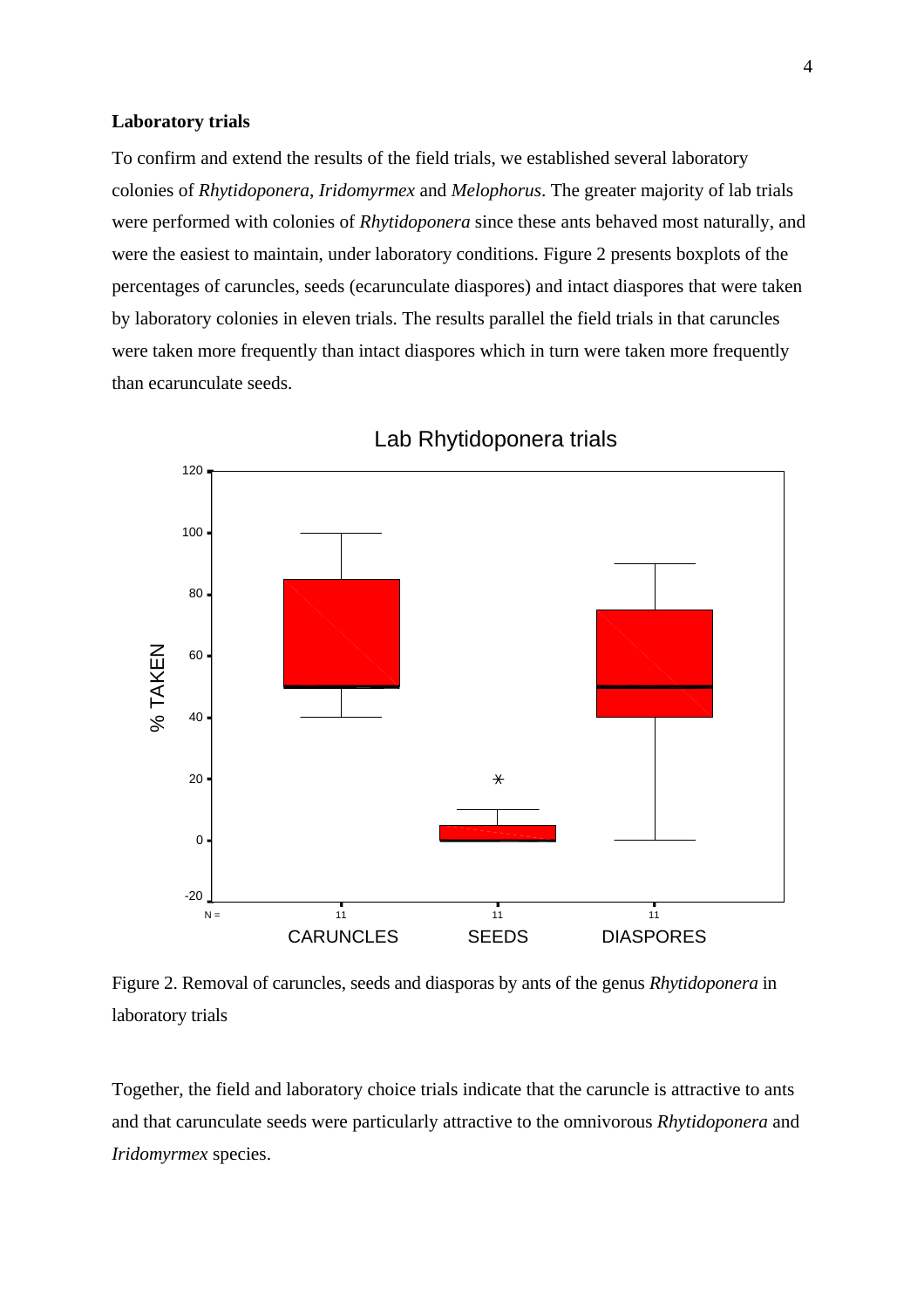### Laboratory trials

To confirm and extend the results of the field trials, we established several laboratory colonies of *Rhytidoponera*, *Iridomyrmex* and *Melophorus*. The greater majority of lab trials were performed with colonies of *Rhytidoponera* since these ants behaved most naturally, and were the easiest to maintain, under laboratory conditions. Figure 2 presents boxplots of the percentages of caruncles, seeds (ecarunculate diaspores) and intact diaspores that were taken by laboratory colonies in eleven trials. The results parallel the field trials in that caruncles were taken more frequently than intact diaspores which in turn were taken more frequently than ecarunculate seeds.

Figure 2. Removal of caruncles, seeds and diasporas by ants of the genus *Rhytidoponera* in laboratory trials

Together, the field and laboratory choice trials indicate that the caruncle is attractive to ants and that carunculate seeds were particularly attractive to the omnivorous *Rhytidoponera* and *Iridomyrmex* species.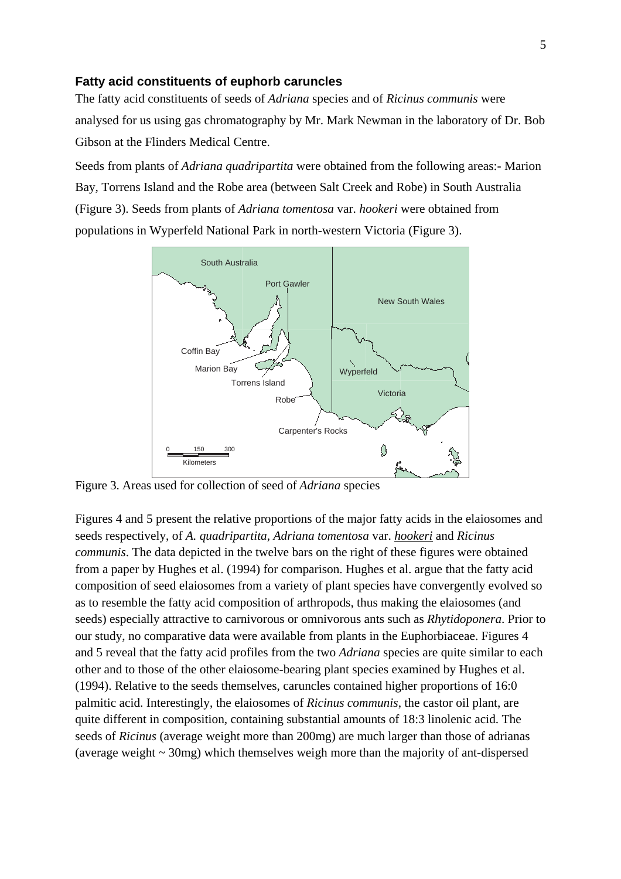### Fatty acid constituents of euphorb caruncles

The fatty acid constituents of seeds of *Adriana* species and of *Ricinus communis* were analysed for us using gas chromatography by Mr. Mark Newman in the laboratory of Dr. Bob Gibson at the Flinders Medical Centre.

Seeds from plants of *Adriana quadripartita* were obtained from the following areas:- Marion Bay, Torrens Island and the Robe area (between Salt Creek and Robe) in South Australia (Figure 3). Seeds from plants of *Adriana tomentosa* var. *hookeri* were obtained from populations in Wyperfeld National Park in north-western Victoria (Figure 3).

Figure 3. Areas used for collection of seed of *Adriana* species

Figures 4 and 5 present the relative proportions of the major fatty acids in the elaiosomes and seeds respectively, of *A. quadripartita*, *Adriana tomentosa* var. *hookeri* and *Ricinus communis*. The data depicted in the twelve bars on the right of these figures were obtained from a paper by Hughes et al. (1994) for comparison. Hughes et al. argue that the fatty acid composition of seed elaiosomes from a variety of plant species have convergently evolved so as to resemble the fatty acid composition of arthropods, thus making the elaiosomes (and seeds) especially attractive to carnivorous or omnivorous ants such as *Rhytidoponera*. Prior to our study, no comparative data were available from plants in the Euphorbiaceae. Figures 4 and 5 reveal that the fatty acid profiles from the two *Adriana* species are quite similar to each other and to those of the other elaiosome-bearing plant species examined by Hughes et al. (1994). Relative to the seeds themselves, caruncles contained higher proportions of 16:0 palmitic acid. Interestingly, the elaiosomes of *Ricinus communis*, the castor oil plant, are quite different in composition, containing substantial amounts of 18:3 linolenic acid. The seeds of *Ricinus* (average weight more than 200mg) are much larger than those of adrianas (average weight ~ 30mg) which themselves weigh more than the majority of ant-dispersed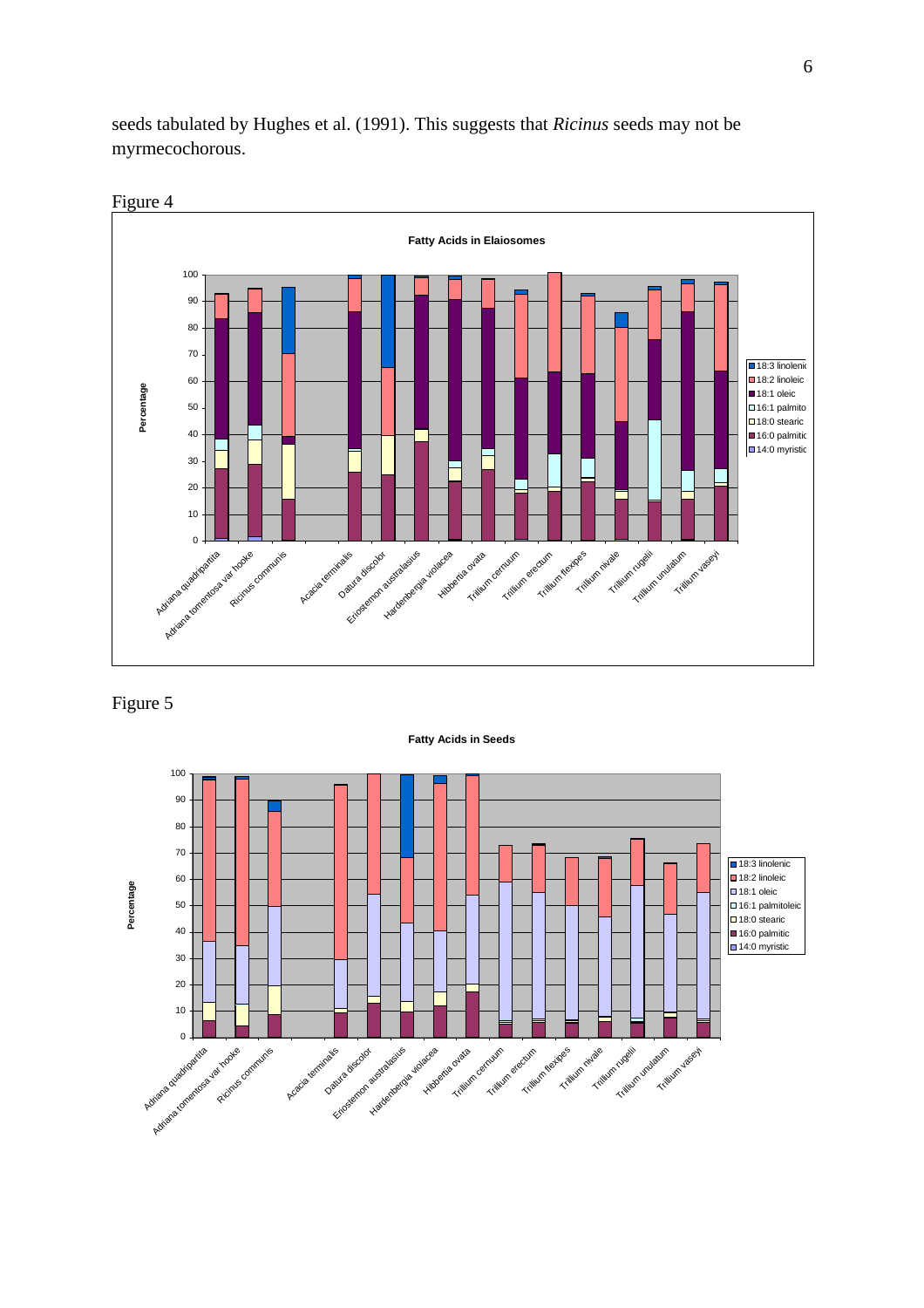seeds tabulated by Hughes et al. (1991). This suggests that *Ricinus* seeds may not be myrmecochorous.

Figure 4

Figure 5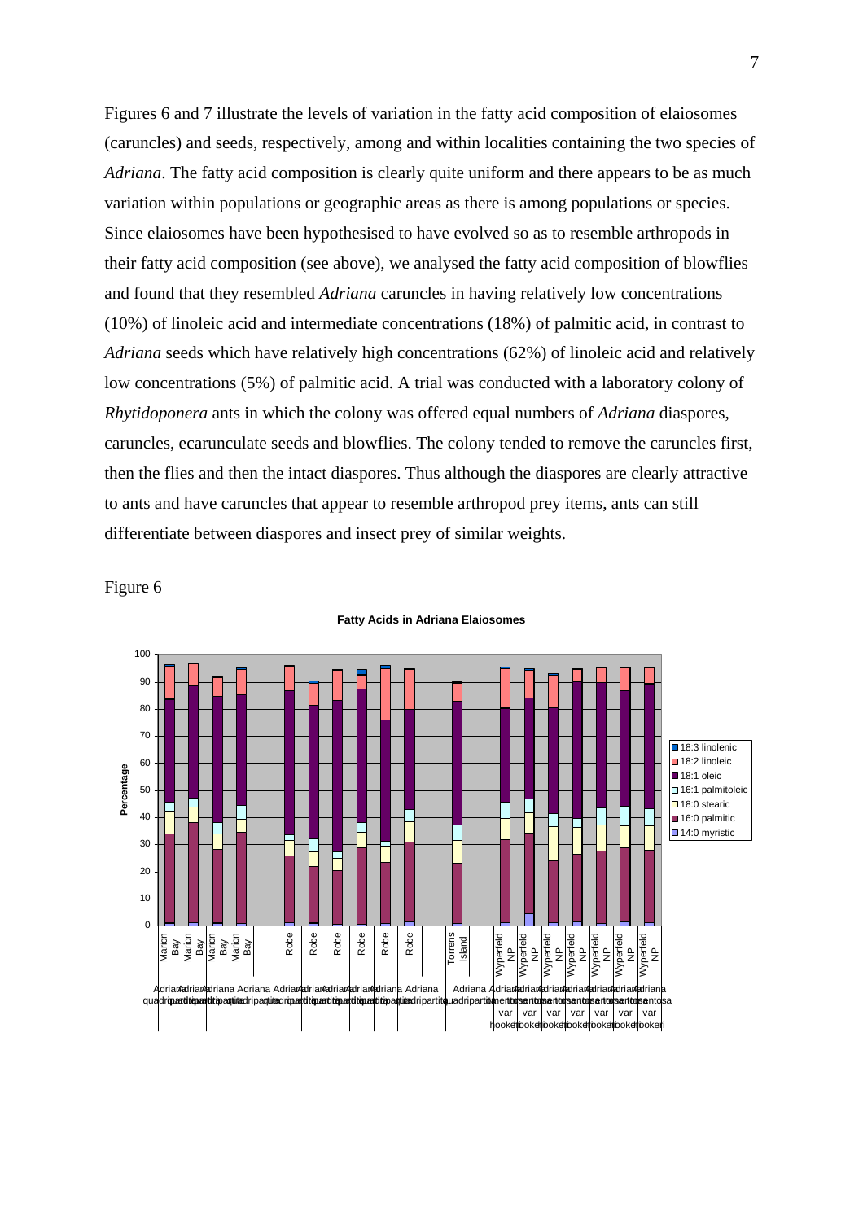Figures 6 and 7 illustrate the levels of variation in the fatty acid composition of elaiosomes (caruncles) and seeds, respectively, among and within localities containing the two species of *Adriana*. The fatty acid composition is clearly quite uniform and there appears to be as much variation within populations or geographic areas as there is among populations or species. Since elaiosomes have been hypothesised to have evolved so as to resemble arthropods in their fatty acid composition (see above), we analysed the fatty acid composition of blowflies and found that they resembled *Adriana* caruncles in having relatively low concentrations (10%) of linoleic acid and intermediate concentrations (18%) of palmitic acid, in contrast to *Adriana* seeds which have relatively high concentrations (62%) of linoleic acid and relatively low concentrations (5%) of palmitic acid. A trial was conducted with a laboratory colony of *Rhytidoponera* ants in which the colony was offered equal numbers of *Adriana* diaspores, caruncles, ecarunculate seeds and blowflies. The colony tended to remove the caruncles first, then the flies and then the intact diaspores. Thus although the diaspores are clearly attractive to ants and have caruncles that appear to resemble arthropod prey items, ants can still differentiate between diaspores and insect prey of similar weights.

Figure 6

**Fatty Acids in Adriana Elaiosomes**

Percentage (0–100)

Legend: 18:3 linolenic; 18:2 linoleic; 18:1 oleic; 16:1 palmitoleic; 18:0 stearic; 16:0 palmitic; 14:0 myristic

Bars: Marion Bay (×4) – Adriana quadripartita; Robe (×6) – Adriana quadripartita; Torrens Island – Adriana quadripartita; Wyperfeld NP (×7) – Adriana tomentosa var hookeri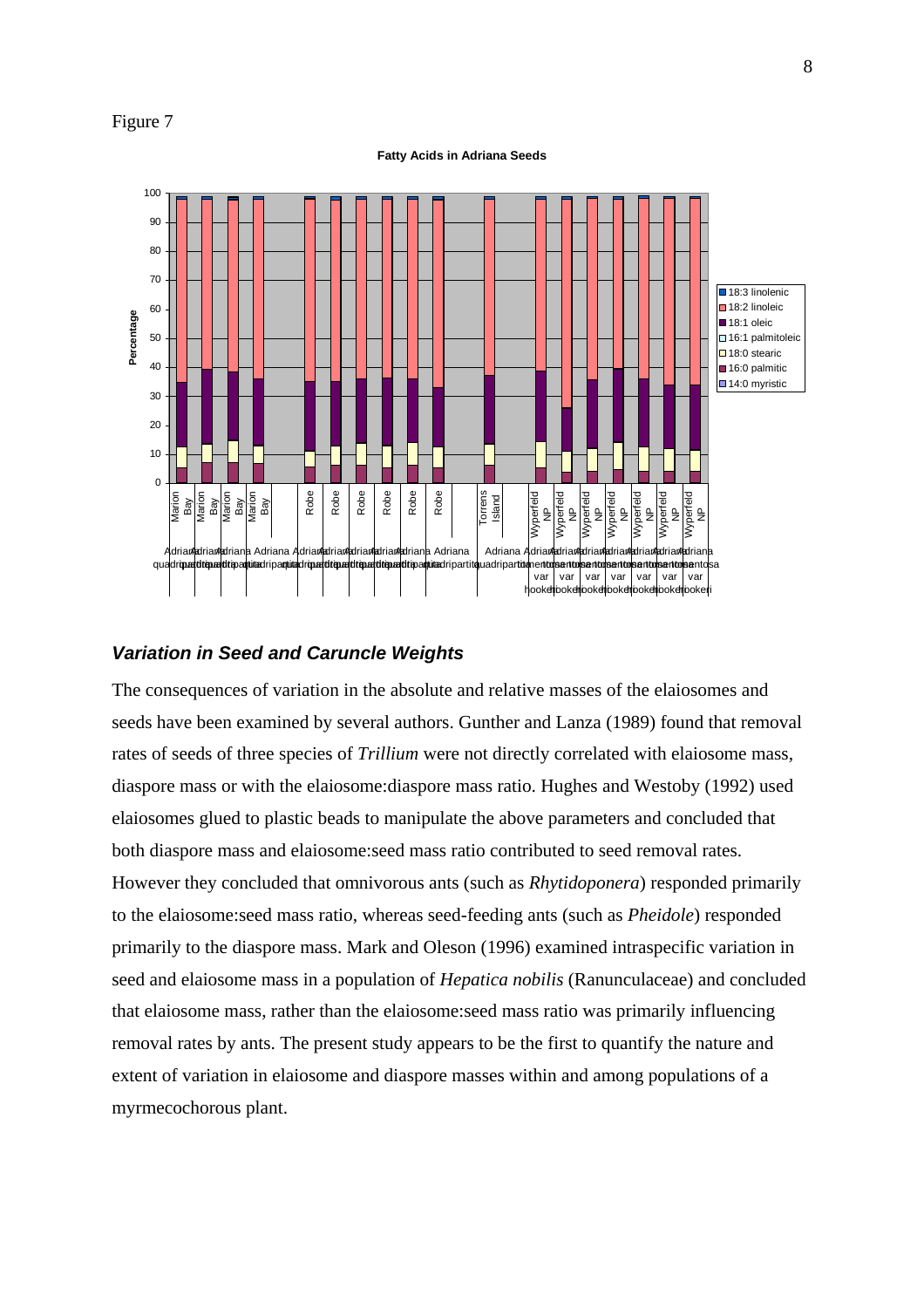Figure 7

**Fatty Acids in Adriana Seeds**

## *Variation in Seed and Caruncle Weights*

The consequences of variation in the absolute and relative masses of the elaiosomes and seeds have been examined by several authors. Gunther and Lanza (1989) found that removal rates of seeds of three species of *Trillium* were not directly correlated with elaiosome mass, diaspore mass or with the elaiosome:diaspore mass ratio. Hughes and Westoby (1992) used elaiosomes glued to plastic beads to manipulate the above parameters and concluded that both diaspore mass and elaiosome:seed mass ratio contributed to seed removal rates. However they concluded that omnivorous ants (such as *Rhytidoponera*) responded primarily to the elaiosome:seed mass ratio, whereas seed-feeding ants (such as *Pheidole*) responded primarily to the diaspore mass. Mark and Oleson (1996) examined intraspecific variation in seed and elaiosome mass in a population of *Hepatica nobilis* (Ranunculaceae) and concluded that elaiosome mass, rather than the elaiosome:seed mass ratio was primarily influencing removal rates by ants. The present study appears to be the first to quantify the nature and extent of variation in elaiosome and diaspore masses within and among populations of a myrmecochorous plant.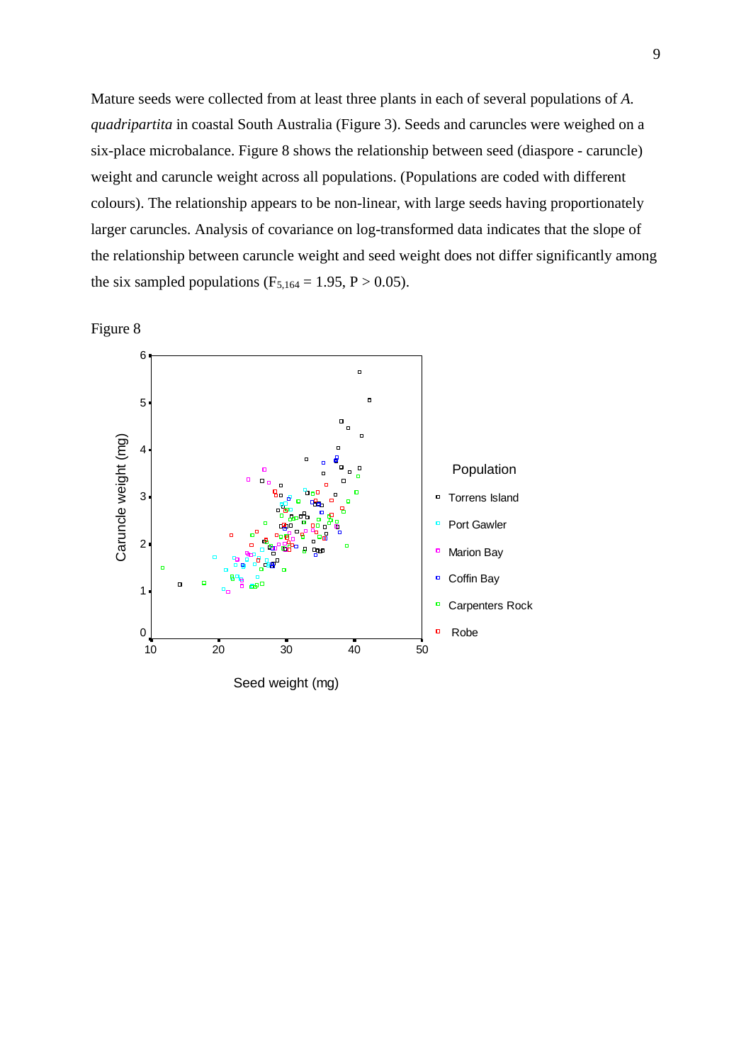Mature seeds were collected from at least three plants in each of several populations of *A. quadripartita* in coastal South Australia (Figure 3). Seeds and caruncles were weighed on a six-place microbalance. Figure 8 shows the relationship between seed (diaspore - caruncle) weight and caruncle weight across all populations. (Populations are coded with different colours). The relationship appears to be non-linear, with large seeds having proportionately larger caruncles. Analysis of covariance on log-transformed data indicates that the slope of the relationship between caruncle weight and seed weight does not differ significantly among the six sampled populations ($F_{5,164} = 1.95$, $P > 0.05$).

Figure 8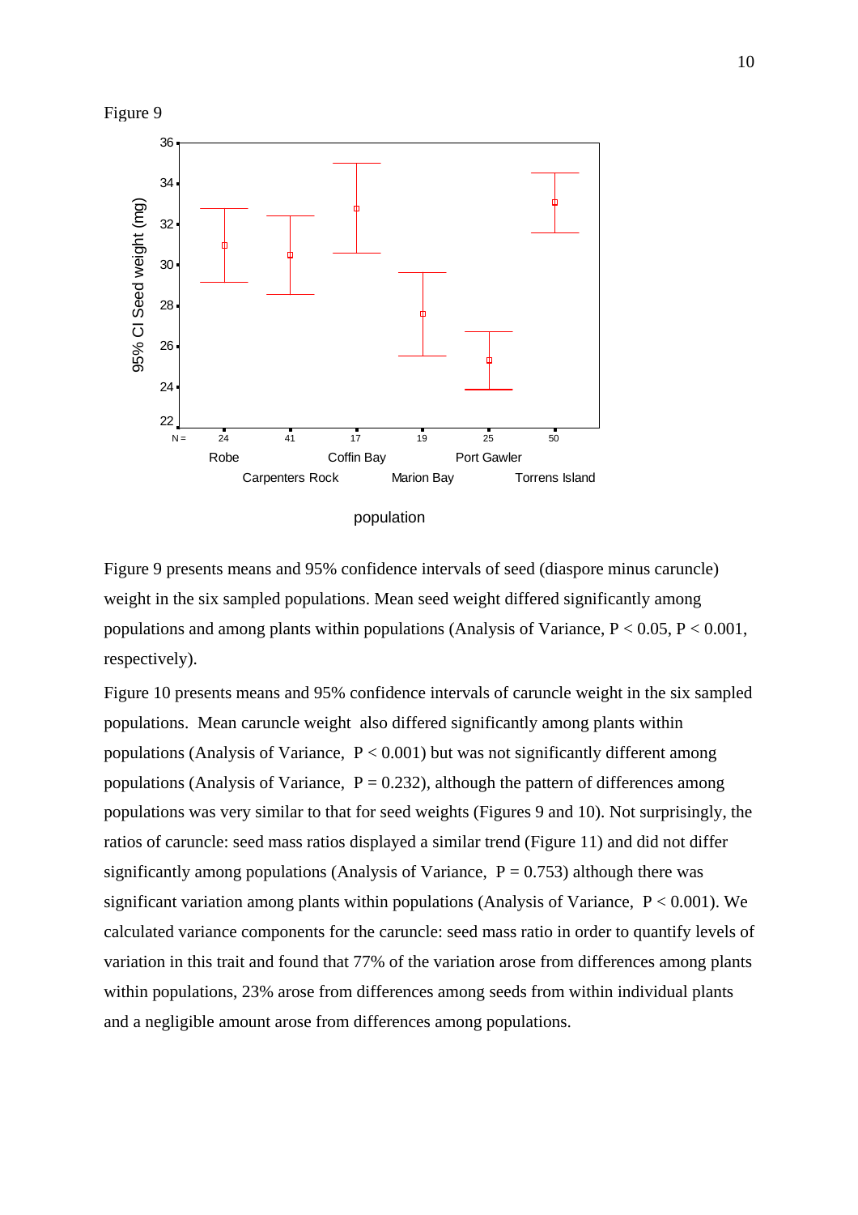Figure 9

Figure 9 presents means and 95% confidence intervals of seed (diaspore minus caruncle) weight in the six sampled populations. Mean seed weight differed significantly among populations and among plants within populations (Analysis of Variance, $P < 0.05$, $P < 0.001$, respectively).

Figure 10 presents means and 95% confidence intervals of caruncle weight in the six sampled populations. Mean caruncle weight also differed significantly among plants within populations (Analysis of Variance, $P < 0.001$) but was not significantly different among populations (Analysis of Variance, $P = 0.232$), although the pattern of differences among populations was very similar to that for seed weights (Figures 9 and 10). Not surprisingly, the ratios of caruncle: seed mass ratios displayed a similar trend (Figure 11) and did not differ significantly among populations (Analysis of Variance, $P = 0.753$) although there was significant variation among plants within populations (Analysis of Variance, $P < 0.001$). We calculated variance components for the caruncle: seed mass ratio in order to quantify levels of variation in this trait and found that 77% of the variation arose from differences among plants within populations, 23% arose from differences among seeds from within individual plants and a negligible amount arose from differences among populations.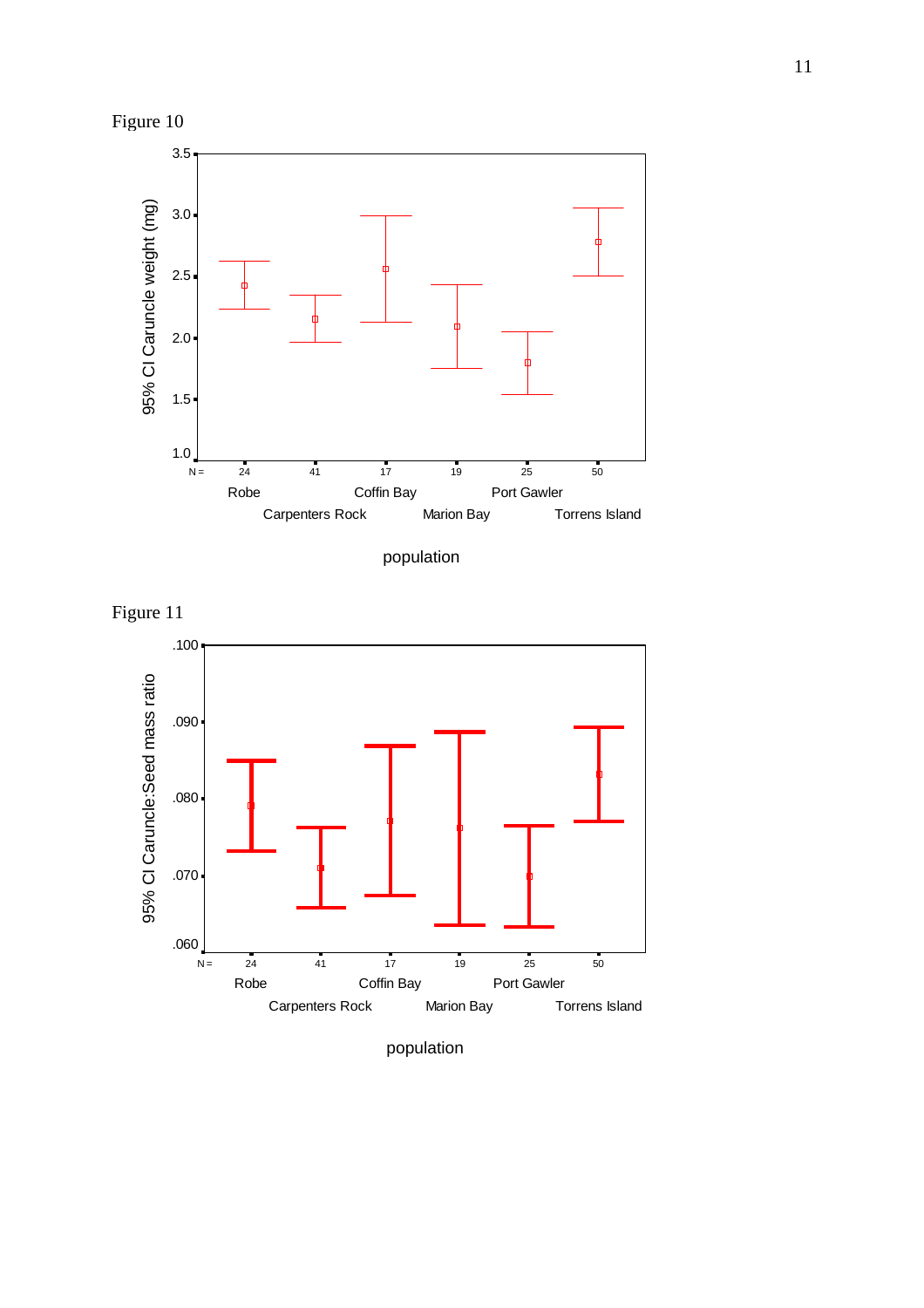Figure 10

Figure 11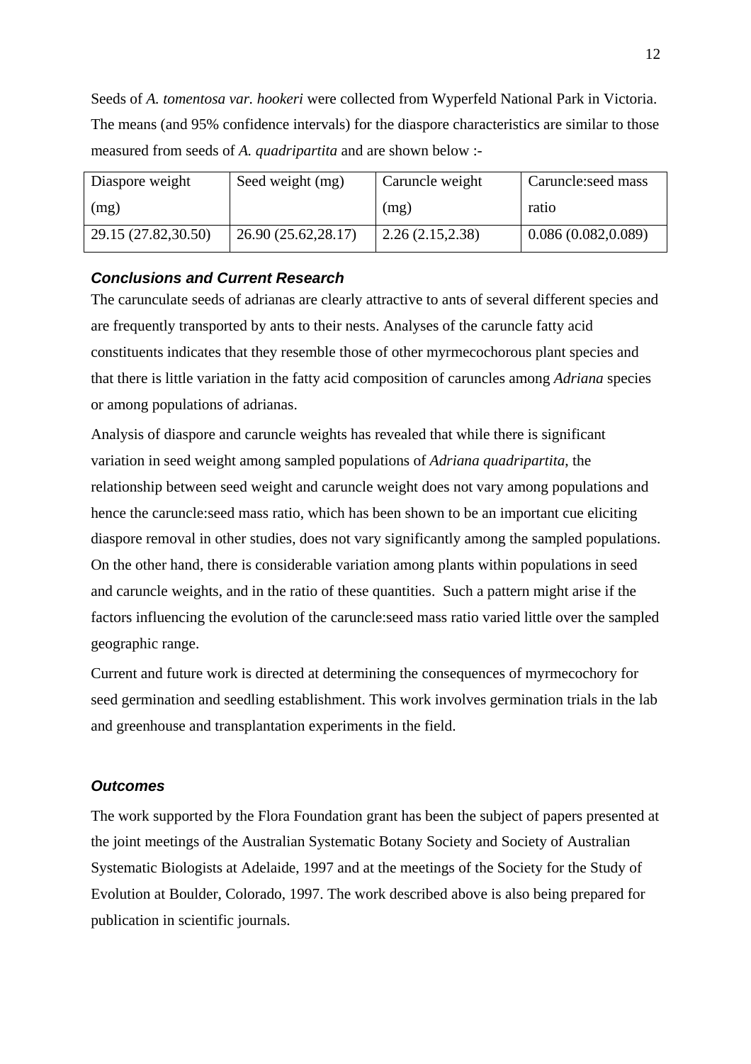Seeds of *A. tomentosa var. hookeri* were collected from Wyperfeld National Park in Victoria. The means (and 95% confidence intervals) for the diaspore characteristics are similar to those measured from seeds of *A. quadripartita* and are shown below :-

| Diaspore weight (mg) | Seed weight (mg) | Caruncle weight (mg) | Caruncle:seed mass ratio |
|---|---|---|---|
| 29.15 (27.82,30.50) | 26.90 (25.62,28.17) | 2.26 (2.15,2.38) | 0.086 (0.082,0.089) |

### *Conclusions and Current Research*

The carunculate seeds of adrianas are clearly attractive to ants of several different species and are frequently transported by ants to their nests. Analyses of the caruncle fatty acid constituents indicates that they resemble those of other myrmecochorous plant species and that there is little variation in the fatty acid composition of caruncles among *Adriana* species or among populations of adrianas.

Analysis of diaspore and caruncle weights has revealed that while there is significant variation in seed weight among sampled populations of *Adriana quadripartita*, the relationship between seed weight and caruncle weight does not vary among populations and hence the caruncle:seed mass ratio, which has been shown to be an important cue eliciting diaspore removal in other studies, does not vary significantly among the sampled populations. On the other hand, there is considerable variation among plants within populations in seed and caruncle weights, and in the ratio of these quantities. Such a pattern might arise if the factors influencing the evolution of the caruncle:seed mass ratio varied little over the sampled geographic range.

Current and future work is directed at determining the consequences of myrmecochory for seed germination and seedling establishment. This work involves germination trials in the lab and greenhouse and transplantation experiments in the field.

### *Outcomes*

The work supported by the Flora Foundation grant has been the subject of papers presented at the joint meetings of the Australian Systematic Botany Society and Society of Australian Systematic Biologists at Adelaide, 1997 and at the meetings of the Society for the Study of Evolution at Boulder, Colorado, 1997. The work described above is also being prepared for publication in scientific journals.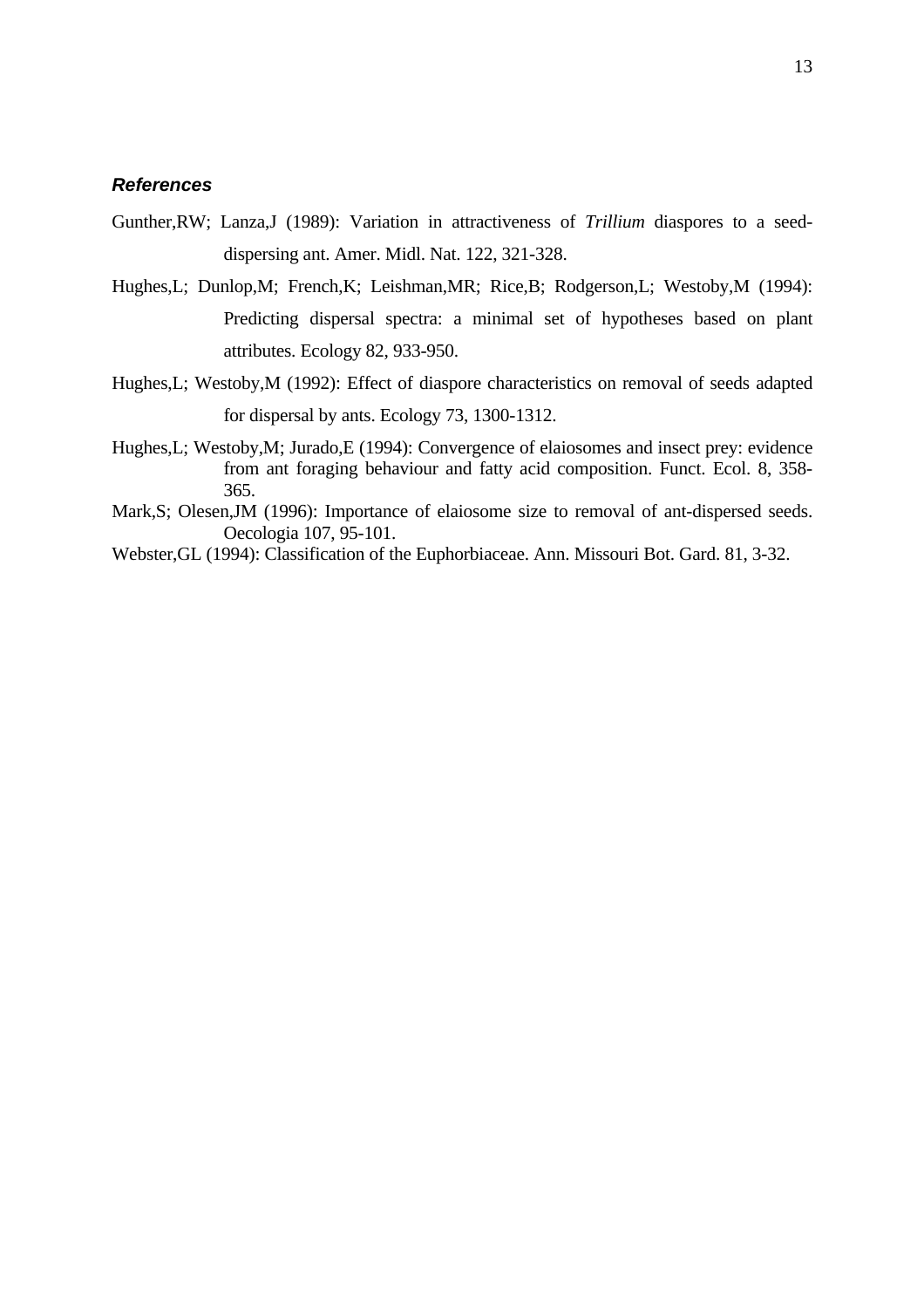### ***References***

Gunther,RW; Lanza,J (1989): Variation in attractiveness of *Trillium* diaspores to a seed-dispersing ant. Amer. Midl. Nat. 122, 321-328.

Hughes,L; Dunlop,M; French,K; Leishman,MR; Rice,B; Rodgerson,L; Westoby,M (1994): Predicting dispersal spectra: a minimal set of hypotheses based on plant attributes. Ecology 82, 933-950.

Hughes,L; Westoby,M (1992): Effect of diaspore characteristics on removal of seeds adapted for dispersal by ants. Ecology 73, 1300-1312.

Hughes,L; Westoby,M; Jurado,E (1994): Convergence of elaiosomes and insect prey: evidence from ant foraging behaviour and fatty acid composition. Funct. Ecol. 8, 358-365.

Mark,S; Olesen,JM (1996): Importance of elaiosome size to removal of ant-dispersed seeds. Oecologia 107, 95-101.

Webster,GL (1994): Classification of the Euphorbiaceae. Ann. Missouri Bot. Gard. 81, 3-32.